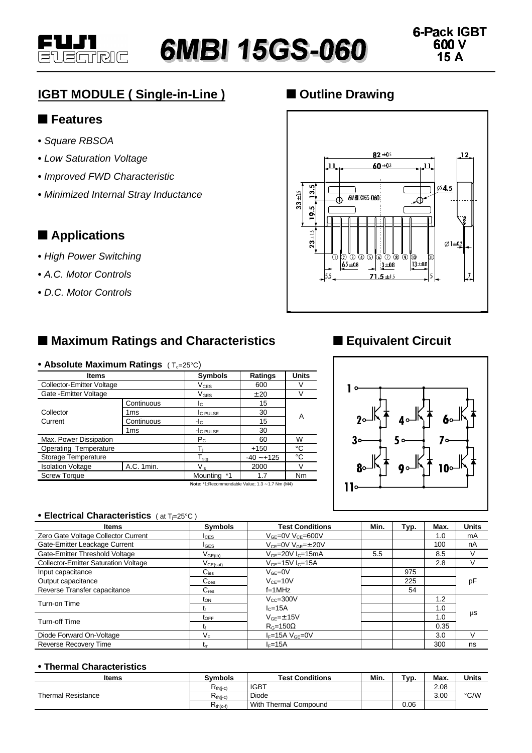# 6MBI 15GS-060

**6-Pack IGBT**
**600 V**
**15 A**

## IGBT MODULE ( Single-in-Line )

### ■ Features

- *Square RBSOA*
- *Low Saturation Voltage*
- *Improved FWD Characteristic*
- *Minimized Internal Stray Inductance*

### ■ Applications

- *High Power Switching*
- *A.C. Motor Controls*
- *D.C. Motor Controls*

### ■ Outline Drawing

### ■ Equivalent Circuit

## ■ Maximum Ratings and Characteristics

**• Absolute Maximum Ratings** ( $T_c$=25°C)

| Items | | Symbols | Ratings | Units |
|---|---|---|---|---|
| Collector-Emitter Voltage | | $V_{CES}$ | 600 | V |
| Gate -Emitter Voltage | | $V_{GES}$ | ±20 | V |
| Collector Current | Continuous | $I_C$ | 15 | A |
| | 1ms | $I_{C\ PULSE}$ | 30 | |
| | Continuous | $-I_C$ | 15 | |
| | 1ms | $-I_{C\ PULSE}$ | 30 | |
| Max. Power Dissipation | | $P_C$ | 60 | W |
| Operating Temperature | | $T_j$ | +150 | °C |
| Storage Temperature | | $T_{stg}$ | -40 ~+125 | °C |
| Isolation Voltage | A.C. 1min. | $V_{is}$ | 2000 | V |
| Screw Torque | | Mounting *1 | 1.7 | Nm |

**Note:** *1:Recommendable Value; 1.3 ~1.7 Nm (M4)

**• Electrical Characteristics** ( at $T_j$=25°C )

| Items | Symbols | Test Conditions | Min. | Typ. | Max. | Units |
|---|---|---|---|---|---|---|
| Zero Gate Voltage Collector Current | $I_{CES}$ | $V_{GE}$=0V $V_{CE}$=600V | | | 1.0 | mA |
| Gate-Emitter Leackage Current | $I_{GES}$ | $V_{CE}$=0V $V_{GE}$=±20V | | | 100 | nA |
| Gate-Emitter Threshold Voltage | $V_{GE(th)}$ | $V_{CE}$=20V $I_C$=15mA | 5.5 | | 8.5 | V |
| Collector-Emitter Saturation Voltage | $V_{CE(sat)}$ | $V_{GE}$=15V $I_C$=15A | | | 2.8 | V |
| Input capacitance | $C_{ies}$ | $V_{GE}$=0V | | 975 | | pF |
| Output capacitance | $C_{oes}$ | $V_{CE}$=10V | | 225 | | |
| Reverse Transfer capacitance | $C_{res}$ | f=1MHz | | 54 | | |
| Turn-on Time | $t_{ON}$ | $V_{CC}$=300V | | | 1.2 | µs |
| | $t_r$ | $I_C$=15A | | | 1.0 | |
| Turn-off Time | $t_{OFF}$ | $V_{GE}$=±15V | | | 1.0 | |
| | $t_f$ | $R_G$=150Ω | | | 0.35 | |
| Diode Forward On-Voltage | $V_F$ | $I_F$=15A $V_{GE}$=0V | | | 3.0 | V |
| Reverse Recovery Time | $t_{rr}$ | $I_F$=15A | | | 300 | ns |

**• Thermal Characteristics**

| Items | Symbols | Test Conditions | Min. | Typ. | Max. | Units |
|---|---|---|---|---|---|---|
| Thermal Resistance | $R_{th(j-c)}$ | IGBT | | | 2.08 | °C/W |
| | $R_{th(j-c)}$ | Diode | | | 3.00 | |
| | $R_{th(c-f)}$ | With Thermal Compound | | 0.06 | | |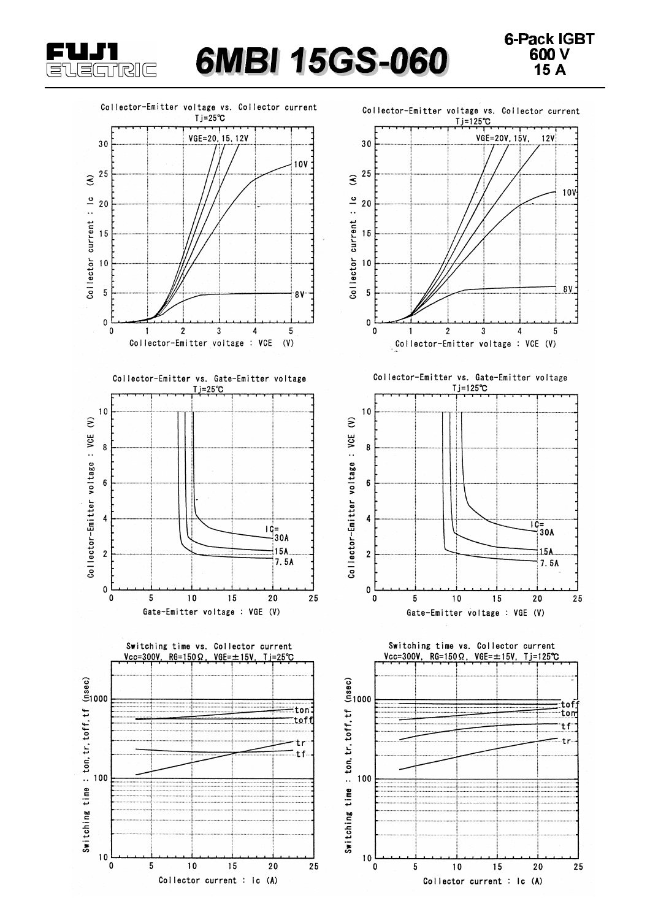**6MBI 15GS-060**

**6-Pack IGBT**
**600 V**
**15 A**

Collector-Emitter voltage vs. Collector current
Tj=25℃

Collector current : Ic (A)

Collector-Emitter voltage : VCE (V)

VGE=20, 15, 12V
10V
8V

Collector-Emitter voltage vs. Collector current
Tj=125℃

Collector current : Ic (A)

Collector-Emitter voltage : VCE (V)

VGE=20V, 15V, 12V
10V
8V

Collector-Emitter vs. Gate-Emitter voltage
Tj=25℃

Collector-Emitter voltage : VCE (V)

Gate-Emitter voltage : VGE (V)

IC=
30A
15A
7.5A

Collector-Emitter vs. Gate-Emitter voltage
Tj=125℃

Collector-Emitter voltage : VCE (V)

Gate-Emitter voltage : VGE (V)

IC=
30A
15A
7.5A

Switching time vs. Collector current
Vcc=300V, RG=150Ω, VGE=±15V, Tj=25℃

Switching time : ton, tr, toff, tf (nsec)

Collector current : Ic (A)

ton
toff
tr
tf

Switching time vs. Collector current
Vcc=300V, RG=150Ω, VGE=±15V, Tj=125℃

Switching time : ton, tr, toff, tf (nsec)

Collector current : Ic (A)

toff
ton
tf
tr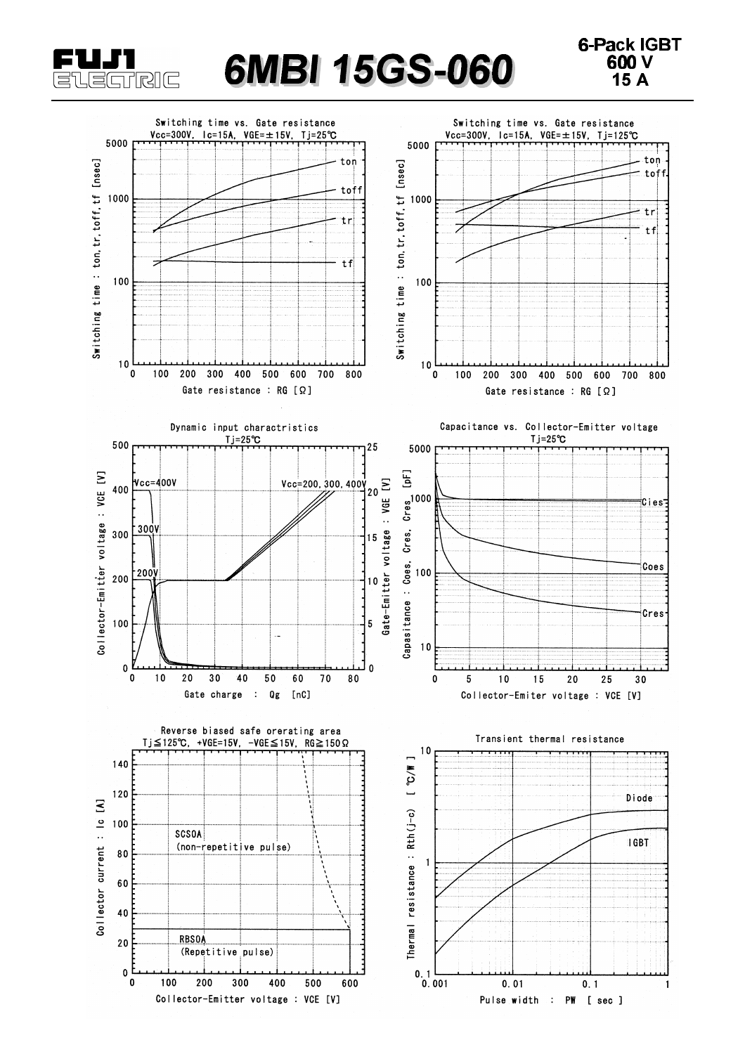# 6MBI 15GS-060

**6-Pack IGBT**
**600 V**
**15 A**

Switching time vs. Gate resistance
Vcc=300V, Ic=15A, VGE=±15V, Tj=25℃

Switching time vs. Gate resistance
Vcc=300V, Ic=15A, VGE=±15V, Tj=125℃

Dynamic input charactristics
Tj=25℃

Capacitance vs. Collector-Emitter voltage
Tj=25℃

Reverse biased safe orerating area
Tj≦125℃, +VGE=15V, -VGE≦15V, RG≧150Ω

Transient thermal resistance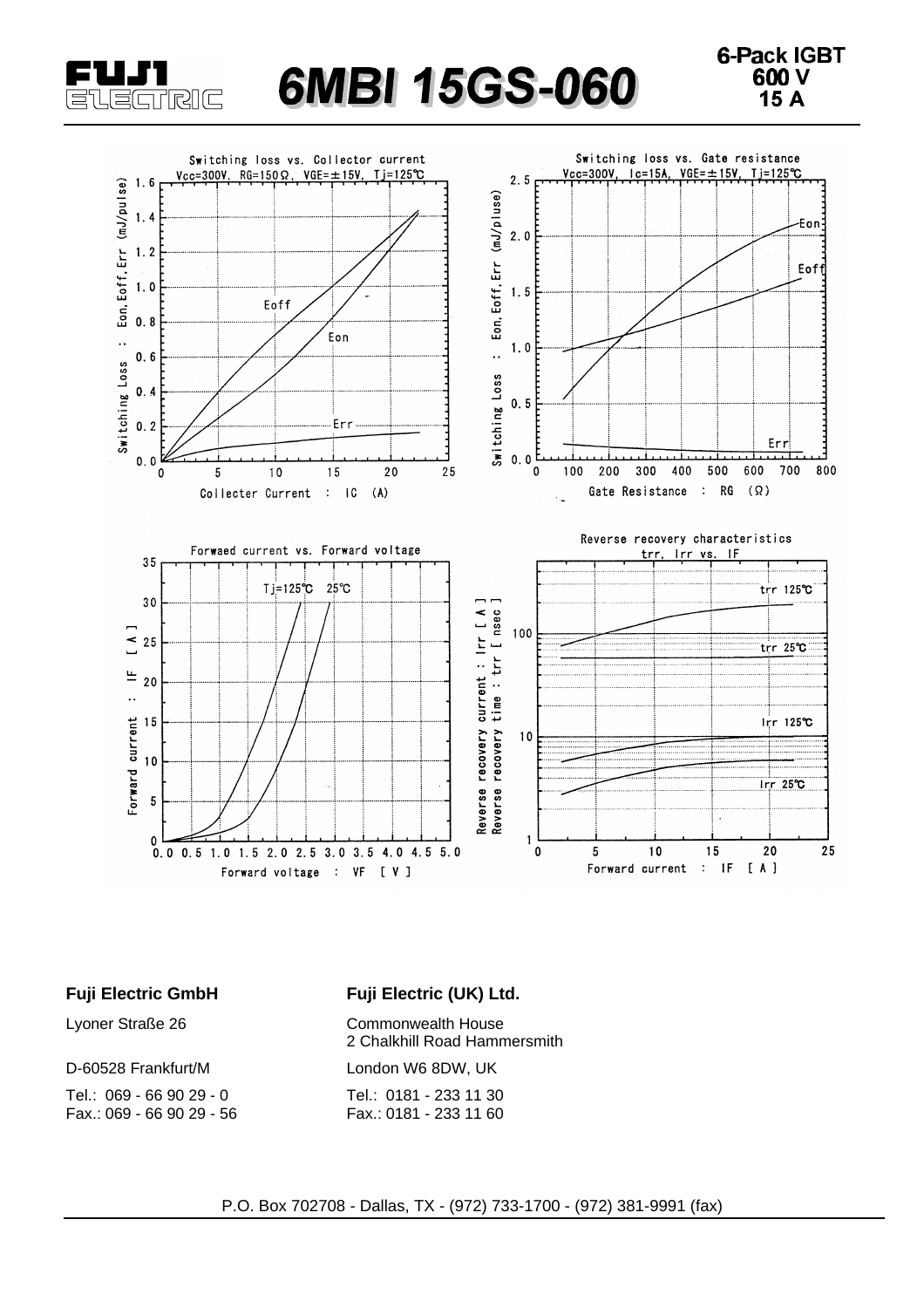# 6MBI 15GS-060

6-Pack IGBT
600 V
15 A

Switching loss vs. Collector current
Vcc=300V, RG=150Ω, VGE=±15V, Tj=125℃

Switching Loss : Eon, Eoff, Err (mJ/pulse)

1.6
1.4
1.2
1.0
0.8
0.6
0.4
0.2
0.0

0 5 10 15 20 25

Eoff
Eon
Err

Collecter Current : IC (A)

Switching loss vs. Gate resistance
Vcc=300V, Ic=15A, VGE=±15V, Tj=125℃

Switching Loss : Eon, Eoff, Err (mJ/pluse)

2.5
2.0
1.5
1.0
0.5
0.0

0 100 200 300 400 500 600 700 800

Eon
Eoff
Err

Gate Resistance : RG (Ω)

Forwaed current vs. Forward voltage

Forward current : IF [ A ]

35
30
25
20
15
10
5
0

Tj=125℃ 25℃

0.0 0.5 1.0 1.5 2.0 2.5 3.0 3.5 4.0 4.5 5.0

Forward voltage : VF [ V ]

Reverse recovery characteristics
trr, Irr vs. IF

Reverse recovery current : Irr [ A ]
Reverse recovery time : trr [ nsec ]

100
10
1

trr 125℃
trr 25℃
Irr 125℃
Irr 25℃

0 5 10 15 20 25

Forward current : IF [ A ]

**Fuji Electric GmbH**

Lyoner Straße 26

D-60528 Frankfurt/M

Tel.: 069 - 66 90 29 - 0
Fax.: 069 - 66 90 29 - 56

**Fuji Electric (UK) Ltd.**

Commonwealth House
2 Chalkhill Road Hammersmith

London W6 8DW, UK

Tel.: 0181 - 233 11 30
Fax.: 0181 - 233 11 60

P.O. Box 702708 - Dallas, TX - (972) 733-1700 - (972) 381-9991 (fax)